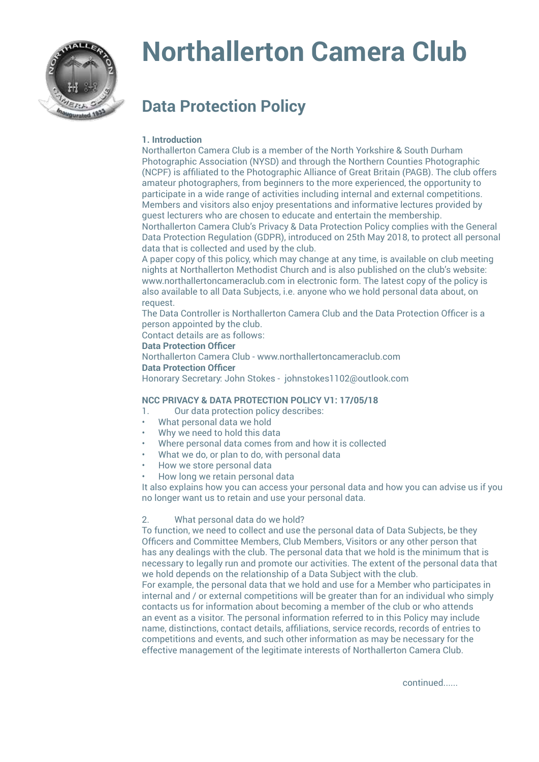# Northallerton Camera Club

## Data Protection Policy

**1. Introduction**

Northallerton Camera Club is a member of the North Yorkshire & South Durham Photographic Association (NYSD) and through the Northern Counties Photographic (NCPF) is affiliated to the Photographic Alliance of Great Britain (PAGB). The club offers amateur photographers, from beginners to the more experienced, the opportunity to participate in a wide range of activities including internal and external competitions. Members and visitors also enjoy presentations and informative lectures provided by guest lecturers who are chosen to educate and entertain the membership.

Northallerton Camera Club's Privacy & Data Protection Policy complies with the General Data Protection Regulation (GDPR), introduced on 25th May 2018, to protect all personal data that is collected and used by the club.

A paper copy of this policy, which may change at any time, is available on club meeting nights at Northallerton Methodist Church and is also published on the club's website: www.northallertoncameraclub.com in electronic form. The latest copy of the policy is also available to all Data Subjects, i.e. anyone who we hold personal data about, on request.

The Data Controller is Northallerton Camera Club and the Data Protection Officer is a person appointed by the club.

Contact details are as follows:

**Data Protection Officer**

Northallerton Camera Club - www.northallertoncameraclub.com

**Data Protection Officer**

Honorary Secretary: John Stokes - johnstokes1102@outlook.com

**NCC PRIVACY & DATA PROTECTION POLICY V1: 17/05/18**

1. Our data protection policy describes:

- What personal data we hold
- Why we need to hold this data
- Where personal data comes from and how it is collected
- What we do, or plan to do, with personal data
- How we store personal data
- How long we retain personal data

It also explains how you can access your personal data and how you can advise us if you no longer want us to retain and use your personal data.

2. What personal data do we hold?

To function, we need to collect and use the personal data of Data Subjects, be they Officers and Committee Members, Club Members, Visitors or any other person that has any dealings with the club. The personal data that we hold is the minimum that is necessary to legally run and promote our activities. The extent of the personal data that we hold depends on the relationship of a Data Subject with the club.

For example, the personal data that we hold and use for a Member who participates in internal and / or external competitions will be greater than for an individual who simply contacts us for information about becoming a member of the club or who attends an event as a visitor. The personal information referred to in this Policy may include name, distinctions, contact details, affiliations, service records, records of entries to competitions and events, and such other information as may be necessary for the effective management of the legitimate interests of Northallerton Camera Club.

continued......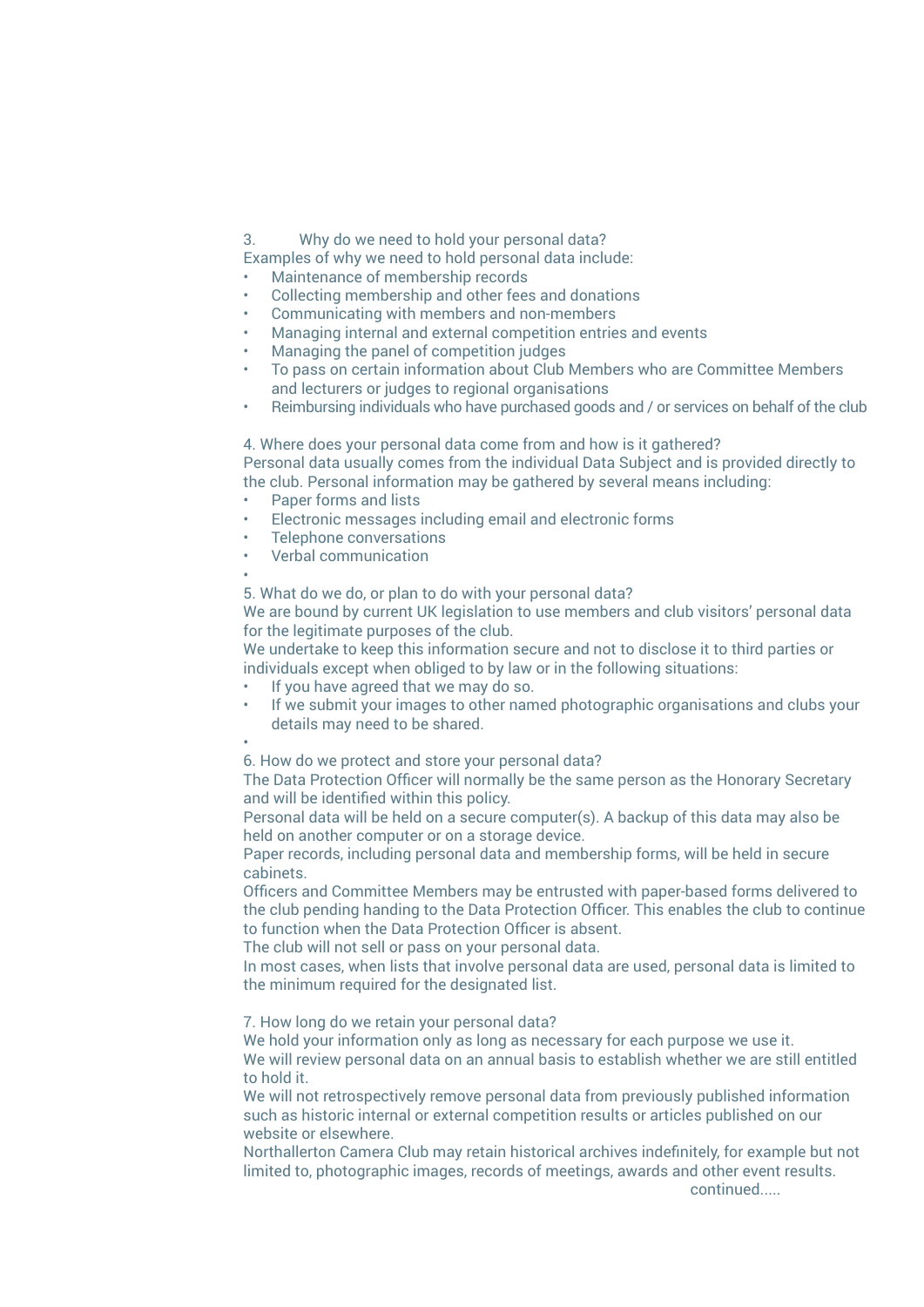3. Why do we need to hold your personal data?

Examples of why we need to hold personal data include:

- Maintenance of membership records
- Collecting membership and other fees and donations
- Communicating with members and non-members
- Managing internal and external competition entries and events
- Managing the panel of competition judges
- To pass on certain information about Club Members who are Committee Members and lecturers or judges to regional organisations
- Reimbursing individuals who have purchased goods and / or services on behalf of the club

4. Where does your personal data come from and how is it gathered?

Personal data usually comes from the individual Data Subject and is provided directly to the club. Personal information may be gathered by several means including:

- Paper forms and lists
- Electronic messages including email and electronic forms
- Telephone conversations
- Verbal communication

5. What do we do, or plan to do with your personal data?

We are bound by current UK legislation to use members and club visitors' personal data for the legitimate purposes of the club.

We undertake to keep this information secure and not to disclose it to third parties or individuals except when obliged to by law or in the following situations:

- If you have agreed that we may do so.
- If we submit your images to other named photographic organisations and clubs your details may need to be shared.

6. How do we protect and store your personal data?

The Data Protection Officer will normally be the same person as the Honorary Secretary and will be identified within this policy.

Personal data will be held on a secure computer(s). A backup of this data may also be held on another computer or on a storage device.

Paper records, including personal data and membership forms, will be held in secure cabinets.

Officers and Committee Members may be entrusted with paper-based forms delivered to the club pending handing to the Data Protection Officer. This enables the club to continue to function when the Data Protection Officer is absent.

The club will not sell or pass on your personal data.

In most cases, when lists that involve personal data are used, personal data is limited to the minimum required for the designated list.

7. How long do we retain your personal data?

We hold your information only as long as necessary for each purpose we use it.

We will review personal data on an annual basis to establish whether we are still entitled to hold it.

We will not retrospectively remove personal data from previously published information such as historic internal or external competition results or articles published on our website or elsewhere.

Northallerton Camera Club may retain historical archives indefinitely, for example but not limited to, photographic images, records of meetings, awards and other event results.

continued.....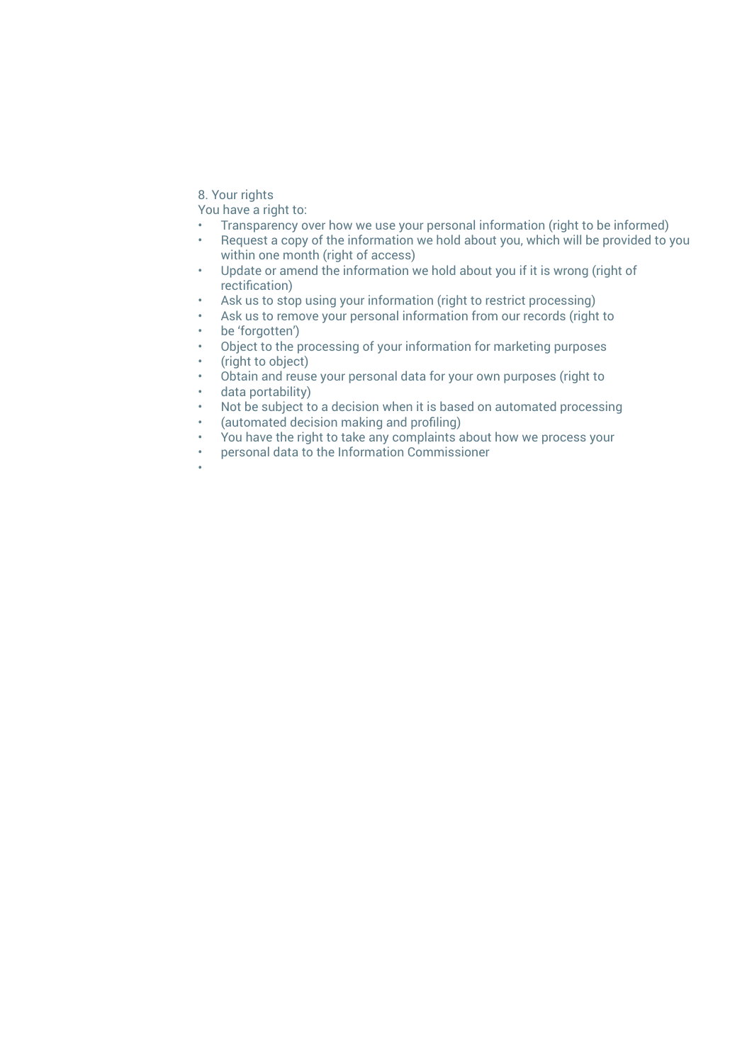8. Your rights

You have a right to:

- Transparency over how we use your personal information (right to be informed)
- Request a copy of the information we hold about you, which will be provided to you within one month (right of access)
- Update or amend the information we hold about you if it is wrong (right of rectification)
- Ask us to stop using your information (right to restrict processing)
- Ask us to remove your personal information from our records (right to
- be 'forgotten')
- Object to the processing of your information for marketing purposes
- (right to object)
- Obtain and reuse your personal data for your own purposes (right to
- data portability)
- Not be subject to a decision when it is based on automated processing
- (automated decision making and profiling)
- You have the right to take any complaints about how we process your
- personal data to the Information Commissioner